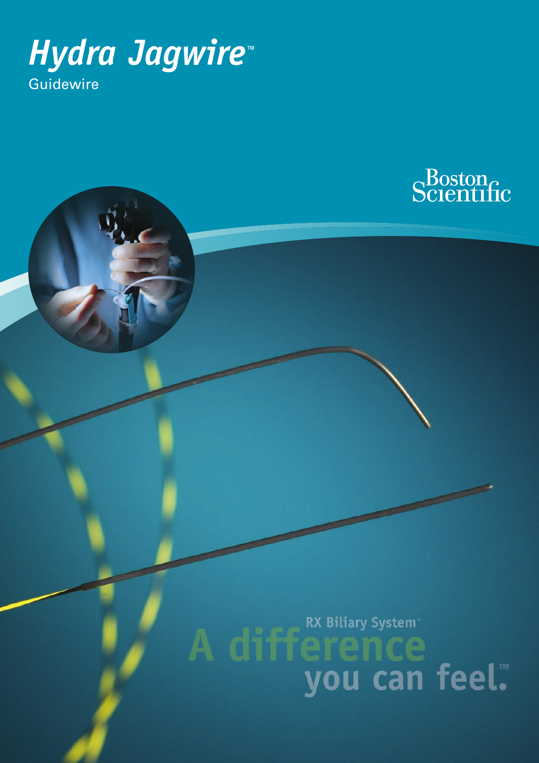# Hydra Jagwire™

Guidewire

Boston Scientific

RX Biliary System™

A difference you can feel.™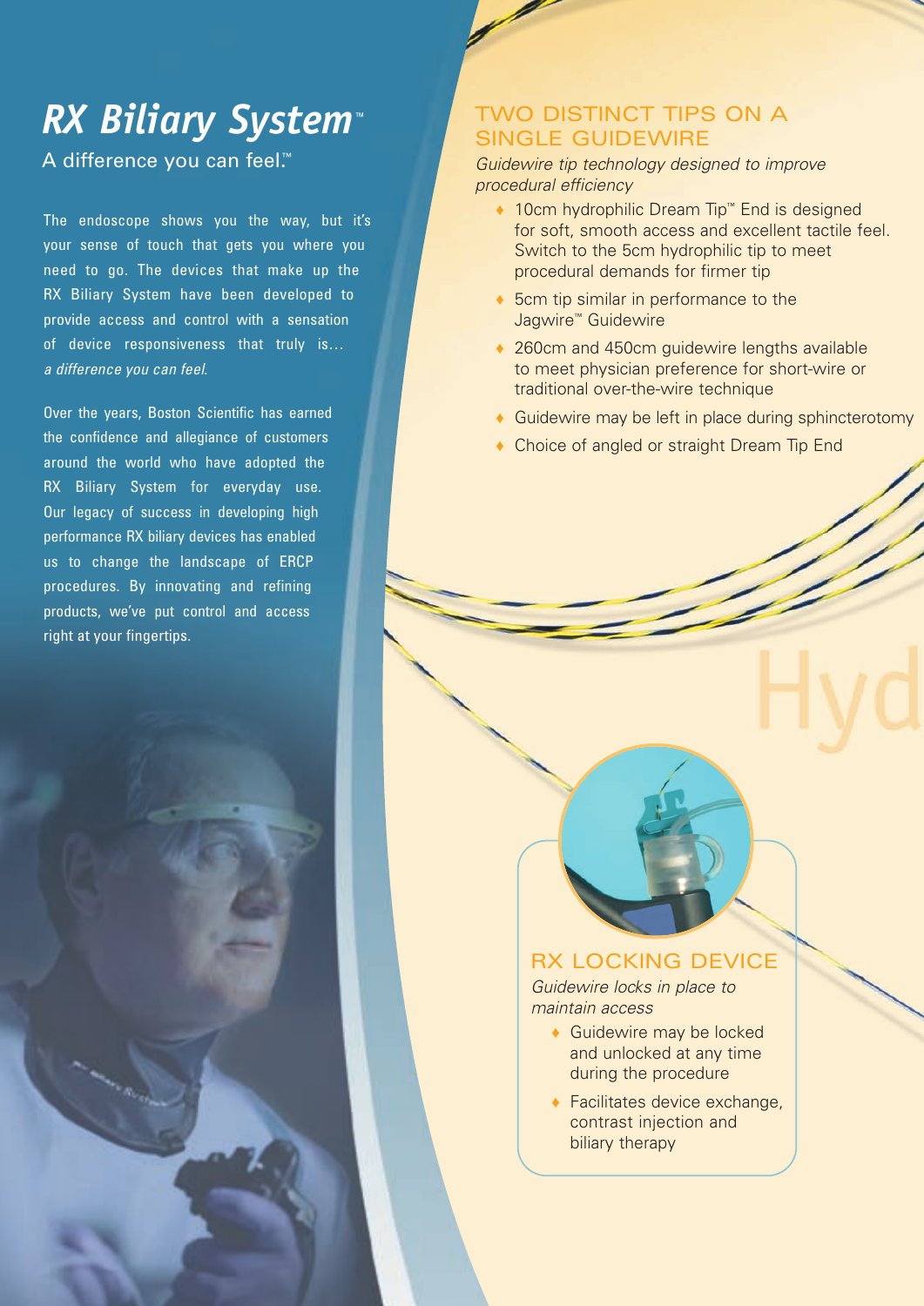# RX Biliary System™

A difference you can feel.™

The endoscope shows you the way, but it's your sense of touch that gets you where you need to go. The devices that make up the RX Biliary System have been developed to provide access and control with a sensation of device responsiveness that truly is… *a difference you can feel.*

Over the years, Boston Scientific has earned the confidence and allegiance of customers around the world who have adopted the RX Biliary System for everyday use. Our legacy of success in developing high performance RX biliary devices has enabled us to change the landscape of ERCP procedures. By innovating and refining products, we've put control and access right at your fingertips.

## TWO DISTINCT TIPS ON A SINGLE GUIDEWIRE

*Guidewire tip technology designed to improve procedural efficiency*

- 10cm hydrophilic Dream Tip™ End is designed for soft, smooth access and excellent tactile feel. Switch to the 5cm hydrophilic tip to meet procedural demands for firmer tip
- 5cm tip similar in performance to the Jagwire™ Guidewire
- 260cm and 450cm guidewire lengths available to meet physician preference for short-wire or traditional over-the-wire technique
- Guidewire may be left in place during sphincterotomy
- Choice of angled or straight Dream Tip End

## RX LOCKING DEVICE

*Guidewire locks in place to maintain access*

- Guidewire may be locked and unlocked at any time during the procedure
- Facilitates device exchange, contrast injection and biliary therapy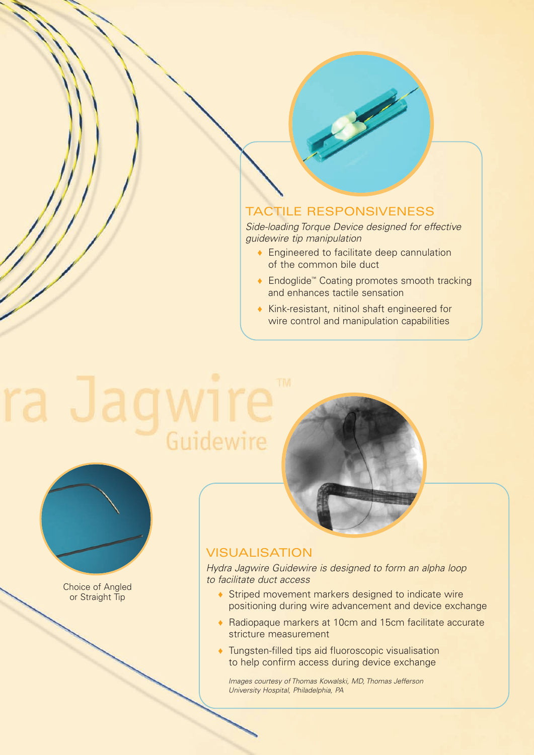## TACTILE RESPONSIVENESS

*Side-loading Torque Device designed for effective guidewire tip manipulation*

- Engineered to facilitate deep cannulation of the common bile duct
- Endoglide™ Coating promotes smooth tracking and enhances tactile sensation
- Kink-resistant, nitinol shaft engineered for wire control and manipulation capabilities

ra Jagwire™ Guidewire

Choice of Angled or Straight Tip

## VISUALISATION

*Hydra Jagwire Guidewire is designed to form an alpha loop to facilitate duct access*

- Striped movement markers designed to indicate wire positioning during wire advancement and device exchange
- Radiopaque markers at 10cm and 15cm facilitate accurate stricture measurement
- Tungsten-filled tips aid fluoroscopic visualisation to help confirm access during device exchange

*Images courtesy of Thomas Kowalski, MD, Thomas Jefferson University Hospital, Philadelphia, PA*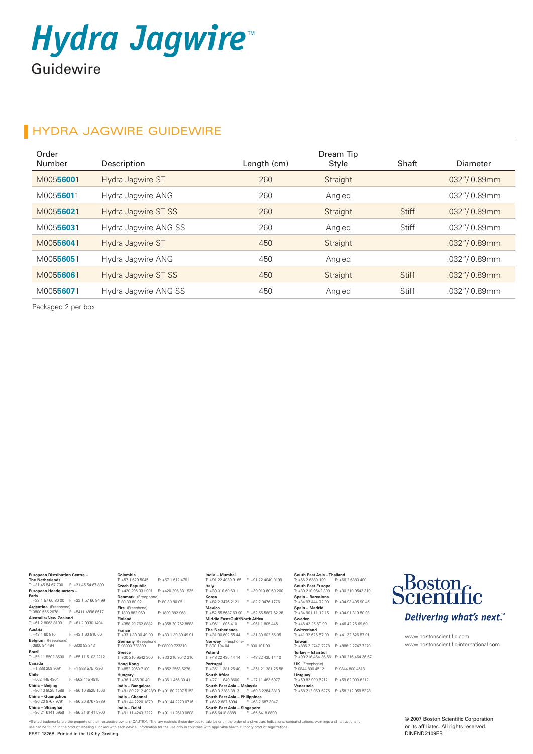# Hydra Jagwire™

Guidewire

## HYDRA JAGWIRE GUIDEWIRE

| Order Number | Description | Length (cm) | Dream Tip Style | Shaft | Diameter |
|---|---|---|---|---|---|
| M00556001 | Hydra Jagwire ST | 260 | Straight | | .032"/ 0.89mm |
| M00556011 | Hydra Jagwire ANG | 260 | Angled | | .032"/ 0.89mm |
| M00556021 | Hydra Jagwire ST SS | 260 | Straight | Stiff | .032"/ 0.89mm |
| M00556031 | Hydra Jagwire ANG SS | 260 | Angled | Stiff | .032"/ 0.89mm |
| M00556041 | Hydra Jagwire ST | 450 | Straight | | .032"/ 0.89mm |
| M00556051 | Hydra Jagwire ANG | 450 | Angled | | .032"/ 0.89mm |
| M00556061 | Hydra Jagwire ST SS | 450 | Straight | Stiff | .032"/ 0.89mm |
| M00556071 | Hydra Jagwire ANG SS | 450 | Angled | Stiff | .032"/ 0.89mm |

Packaged 2 per box

**European Distribution Centre – The Netherlands**
T: +31 45 54 67 700 F: +31 45 54 67 800
**European Headquarters – Paris**
T: +33 1 57 66 80 00 F: +33 1 57 66 84 99
**Argentina** (Freephone)
T: 0800 555 2678 F: +5411 4896 8517
**Australia/New Zealand**
T: +61 2 8063 8100 F: +61 2 9330 1404
**Austria**
T: +43 1 60 810 F: +43 1 60 810 60
**Belgium** (Freephone)
T: 0800 94 494 F: 0800 93 343
**Brazil**
T: +55 11 5502 8500 F: +55 11 5103 2212
**Canada**
T: +1 888 359 9691 F: +1 888 575 7396
**Chile**
T: +562 445 4904 F: +562 445 4915
**China – Beijing**
T: +86 10 8525 1588 F: +86 10 8525 1566
**China – Guangzhou**
T: +86 20 8767 9791 F: +86 20 8767 9789
**China – Shanghai**
T: +86 21 6141 5959 F: +86 21 6141 5900
**Colombia**
T: +57 1 629 5045 F: +57 1 612 4761
**Czech Republic**
T: +420 296 331 901 F: +420 296 331 935
**Denmark** (Freephone)
T: 80 30 80 02 F: 80 30 80 05
**Eire** (Freephone)
T: 1800 882 969 F: 1800 882 968
**Finland**
T: +358 20 762 8882 F: +358 20 762 8883
**France**
T: +33 1 39 30 49 00 F: +33 1 39 30 49 01
**Germany** (Freephone)
T: 08000 723300 F: 08000 723319
**Greece**
T: +30 210 9542 300 F: +30 210 9542 310
**Hong Kong**
T: +852 2960 7100 F: +852 2563 5276
**Hungary**
T: +36 1 456 30 40 F: +36 1 456 30 41
**India – Bangalore**
T: +91 80 2212 4928/9 F: +91 80 2207 5153
**India – Chennai**
T: +91 44 2220 1879 F: +91 44 2220 0716
**India – Delhi**
T: +91 11 4243 2222 F: +91 11 2610 0808
**India – Mumbai**
T: +91 22 4030 9165 F: +91 22 4040 9199
**Italy**
T: +39 010 60 60 1 F: +39 010 60 60 200
**Korea**
T: +82 2 3476 2121 F: +82 2 3476 1776
**Mexico**
T: +52 55 5687 63 90 F: +52 55 5687 62 28
**Middle East/Gulf/North Africa**
T: +961 1 805 410 F: +961 1 805 445
**The Netherlands**
T: +31 30 602 55 44 F: +31 30 602 55 05
**Norway** (Freephone)
T: 800 104 04 F: 800 101 90
**Poland**
T: +48 22 435 14 14 F: +48 22 435 14 10
**Portugal**
T: +351 1 381 25 40 F: +351 21 381 25 58
**South Africa**
T: +27 11 840 8600 F: +27 11 463 6077
**South East Asia – Malaysia**
T: +60 3 2283 3813 F: +60 3 2284 3813
**South East Asia – Philippines**
T: +63 2 687 6994 F: +63 2 687 3047
**South East Asia – Singapore**
T: +65 6418 8888 F: +65 6418 8899
**South East Asia – Thailand**
T: +66 2 6380 100 F: +66 2 6380 400
**South East Europe**
T: +30 210 9542 300 F: +30 210 9542 310
**Spain – Barcelona**
T: +34 93 444 72 00 F: +34 93 405 90 45
**Spain – Madrid**
T: +34 901 11 12 15 F: +34 91 319 50 03
**Sweden**
T: +46 42 25 69 00 F: +46 42 25 69 69
**Switzerland**
T: +41 32 626 57 00 F: +41 32 626 57 01
**Taiwan**
T: +886 2 2747 7278 F: +886 2 2747 7270
**Turkey – Istanbul**
T: +90 216 464 36 66 F: +90 216 464 36 67
**UK** (Freephone)
T: 0844 800 4512 F: 0844 800 4513
**Uruguay**
T: +59 82 900 6212 F: +59 82 900 6212
**Venezuela**
T: +58 212 959 6275 F: +58 212 959 5328

Boston Scientific

*Delivering what's next.*™

www.bostonscientific.com
www.bostonscientific-international.com

All cited trademarks are the property of their respective owners. CAUTION: The law restricts these devices to sale by or on the order of a physician. Indications, contraindications, warnings and instructions for use can be found in the product labelling supplied with each device. Information for the use only in countries with applicable health authority product registrations.

PSST 1826B Printed in the UK by Gosling.

© 2007 Boston Scientific Corporation or its affiliates. All rights reserved.
DINEND2109EB